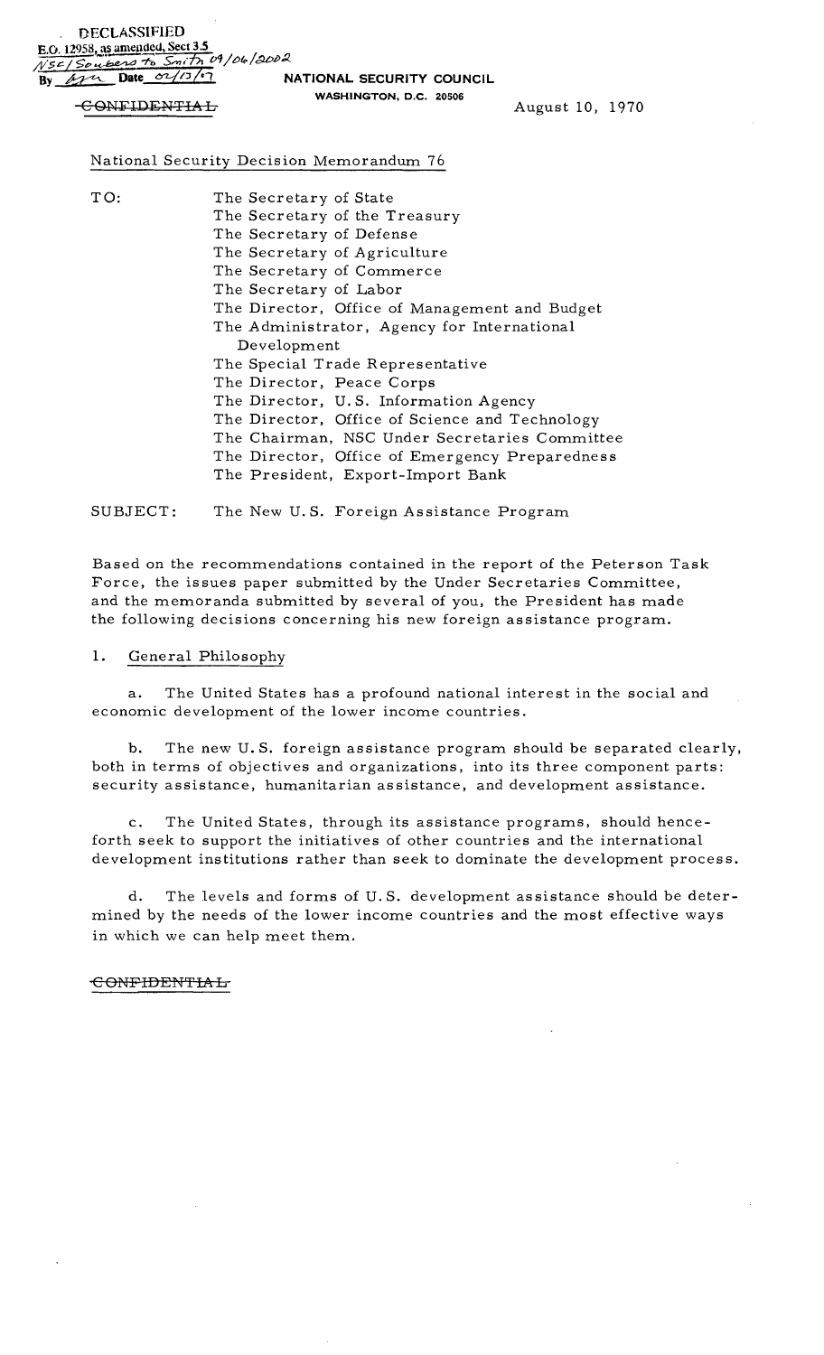DECLASSIFIED
E.O. 12958, as amended, Sect 3.5
NSC/Souberg to Smith 09/06/2002
By ___ Date 02/13/07

NATIONAL SECURITY COUNCIL
WASHINGTON, D.C. 20506

~~CONFIDENTIAL~~

August 10, 1970

National Security Decision Memorandum 76

TO:
The Secretary of State
The Secretary of the Treasury
The Secretary of Defense
The Secretary of Agriculture
The Secretary of Commerce
The Secretary of Labor
The Director, Office of Management and Budget
The Administrator, Agency for International Development
The Special Trade Representative
The Director, Peace Corps
The Director, U.S. Information Agency
The Director, Office of Science and Technology
The Chairman, NSC Under Secretaries Committee
The Director, Office of Emergency Preparedness
The President, Export-Import Bank

SUBJECT: The New U.S. Foreign Assistance Program

Based on the recommendations contained in the report of the Peterson Task Force, the issues paper submitted by the Under Secretaries Committee, and the memoranda submitted by several of you, the President has made the following decisions concerning his new foreign assistance program.

1. General Philosophy

a. The United States has a profound national interest in the social and economic development of the lower income countries.

b. The new U.S. foreign assistance program should be separated clearly, both in terms of objectives and organizations, into its three component parts: security assistance, humanitarian assistance, and development assistance.

c. The United States, through its assistance programs, should henceforth seek to support the initiatives of other countries and the international development institutions rather than seek to dominate the development process.

d. The levels and forms of U.S. development assistance should be determined by the needs of the lower income countries and the most effective ways in which we can help meet them.

~~CONFIDENTIAL~~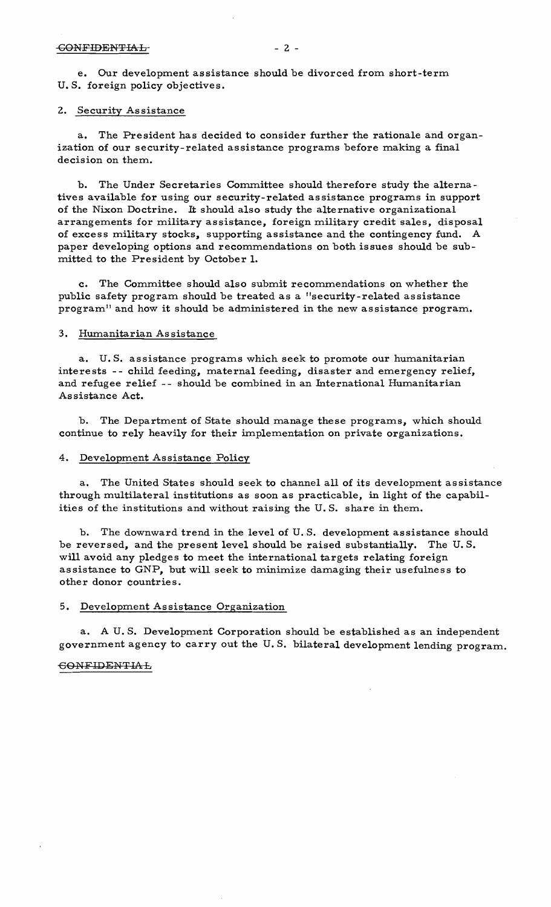e. Our development assistance should be divorced from short-term U. S. foreign policy objectives.

2. Security Assistance

a. The President has decided to consider further the rationale and organization of our security-related assistance programs before making a final decision on them.

b. The Under Secretaries Committee should therefore study the alternatives available for using our security-related assistance programs in support of the Nixon Doctrine. It should also study the alternative organizational arrangements for military assistance, foreign military credit sales, disposal of excess military stocks, supporting assistance and the contingency fund. A paper developing options and recommendations on both issues should be submitted to the President by October 1.

c. The Committee should also submit recommendations on whether the public safety program should be treated as a "security-related assistance program" and how it should be administered in the new assistance program.

3. Humanitarian Assistance

a. U. S. assistance programs which seek to promote our humanitarian interests -- child feeding, maternal feeding, disaster and emergency relief, and refugee relief -- should be combined in an International Humanitarian Assistance Act.

b. The Department of State should manage these programs, which should continue to rely heavily for their implementation on private organizations.

4. Development Assistance Policy

a. The United States should seek to channel all of its development assistance through multilateral institutions as soon as practicable, in light of the capabilities of the institutions and without raising the U. S. share in them.

b. The downward trend in the level of U. S. development assistance should be reversed, and the present level should be raised substantially. The U. S. will avoid any pledges to meet the international targets relating foreign assistance to GNP, but will seek to minimize damaging their usefulness to other donor countries.

5. Development Assistance Organization

a. A U. S. Development Corporation should be established as an independent government agency to carry out the U. S. bilateral development lending program.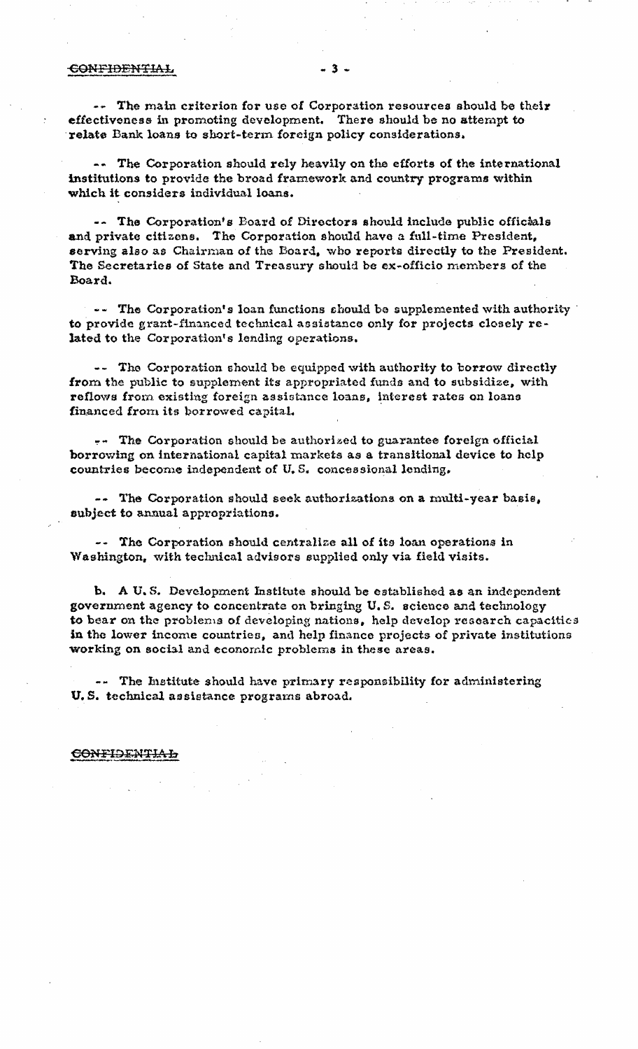-- The main criterion for use of Corporation resources should be their effectiveness in promoting development. There should be no attempt to relate Bank loans to short-term foreign policy considerations.

-- The Corporation should rely heavily on the efforts of the international institutions to provide the broad framework and country programs within which it considers individual loans.

-- The Corporation's Board of Directors should include public officials and private citizens. The Corporation should have a full-time President, serving also as Chairman of the Board, who reports directly to the President. The Secretaries of State and Treasury should be ex-officio members of the Board.

-- The Corporation's loan functions should be supplemented with authority to provide grant-financed technical assistance only for projects closely related to the Corporation's lending operations.

-- The Corporation should be equipped with authority to borrow directly from the public to supplement its appropriated funds and to subsidize, with reflows from existing foreign assistance loans, interest rates on loans financed from its borrowed capital.

-- The Corporation should be authorized to guarantee foreign official borrowing on international capital markets as a transitional device to help countries become independent of U.S. concessional lending.

-- The Corporation should seek authorizations on a multi-year basis, subject to annual appropriations.

-- The Corporation should centralize all of its loan operations in Washington, with technical advisors supplied only via field visits.

b. A U.S. Development Institute should be established as an independent government agency to concentrate on bringing U.S. science and technology to bear on the problems of developing nations, help develop research capacities in the lower income countries, and help finance projects of private institutions working on social and economic problems in these areas.

-- The Institute should have primary responsibility for administering U.S. technical assistance programs abroad.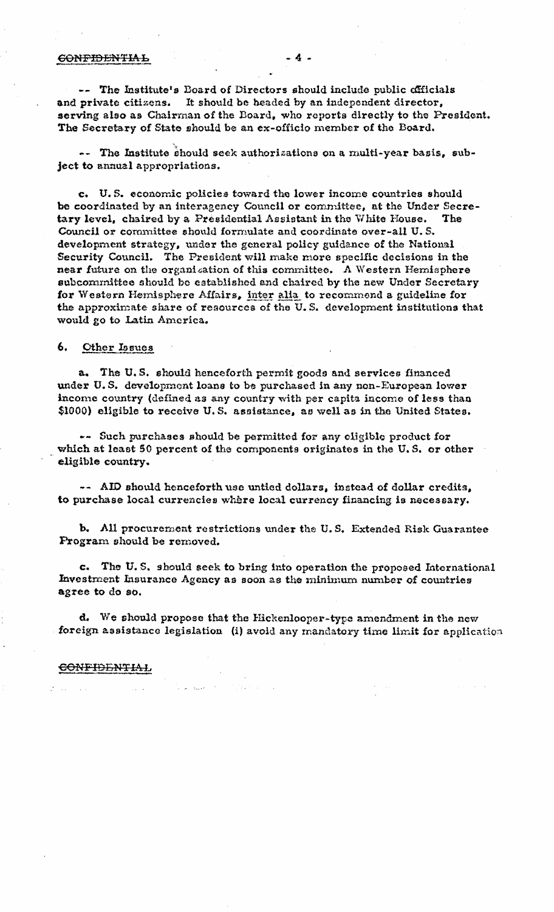-- The Institute's Board of Directors should include public officials and private citizens. It should be headed by an independent director, serving also as Chairman of the Board, who reports directly to the President. The Secretary of State should be an ex-officio member of the Board.

-- The Institute should seek authorizations on a multi-year basis, subject to annual appropriations.

c. U.S. economic policies toward the lower income countries should be coordinated by an interagency Council or committee, at the Under Secretary level, chaired by a Presidential Assistant in the White House. The Council or committee should formulate and coordinate over-all U.S. development strategy, under the general policy guidance of the National Security Council. The President will make more specific decisions in the near future on the organization of this committee. A Western Hemisphere subcommittee should be established and chaired by the new Under Secretary for Western Hemisphere Affairs, inter alia to recommend a guideline for the approximate share of resources of the U.S. development institutions that would go to Latin America.

## 6. Other Issues

a. The U.S. should henceforth permit goods and services financed under U.S. development loans to be purchased in any non-European lower income country (defined as any country with per capita income of less than $1000) eligible to receive U.S. assistance, as well as in the United States.

-- Such purchases should be permitted for any eligible product for which at least 50 percent of the components originates in the U.S. or other eligible country.

-- AID should henceforth use untied dollars, instead of dollar credits, to purchase local currencies where local currency financing is necessary.

b. All procurement restrictions under the U.S. Extended Risk Guarantee Program should be removed.

c. The U.S. should seek to bring into operation the proposed International Investment Insurance Agency as soon as the minimum number of countries agree to do so.

d. We should propose that the Hickenlooper-type amendment in the new foreign assistance legislation (i) avoid any mandatory time limit for application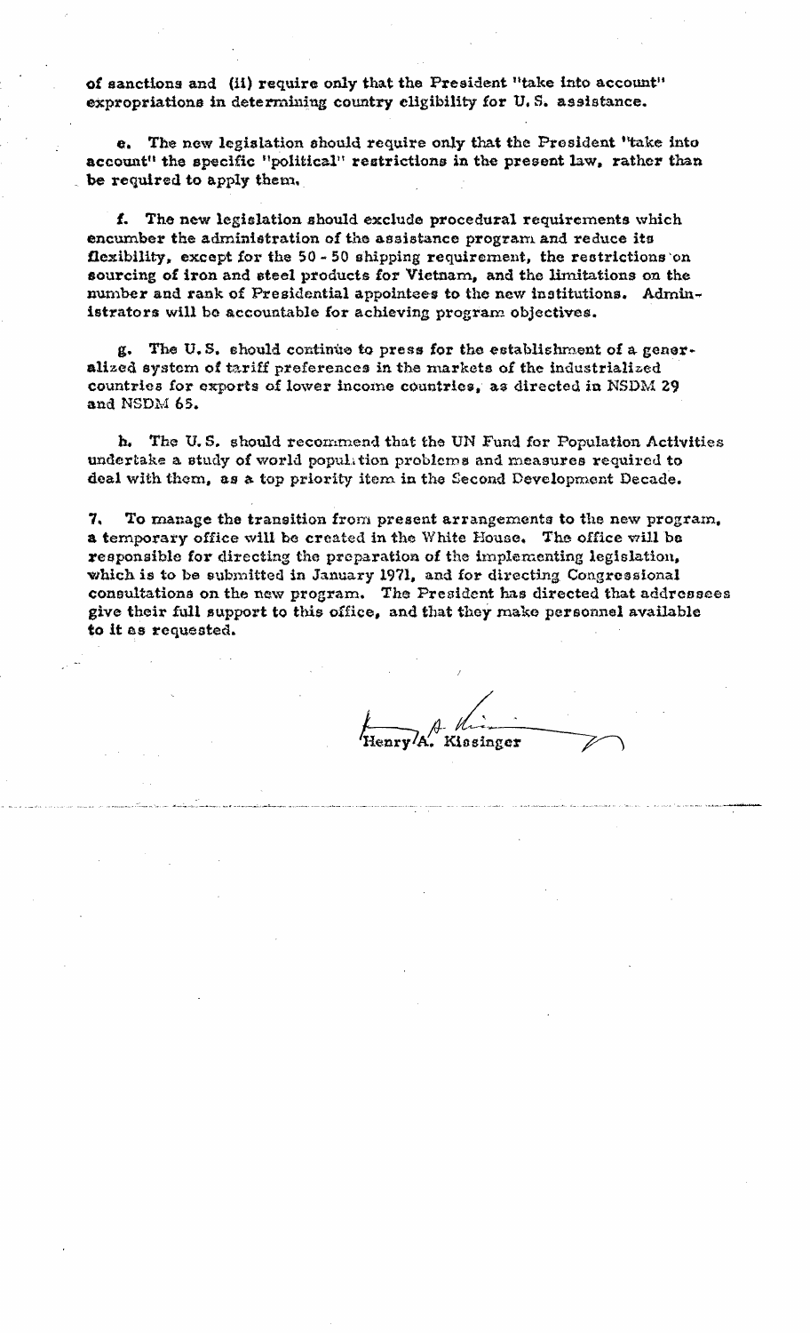of sanctions and (ii) require only that the President "take into account" expropriations in determining country eligibility for U. S. assistance.

e. The new legislation should require only that the President "take into account" the specific "political" restrictions in the present law, rather than be required to apply them.

f. The new legislation should exclude procedural requirements which encumber the administration of the assistance program and reduce its flexibility, except for the 50 - 50 shipping requirement, the restrictions on sourcing of iron and steel products for Vietnam, and the limitations on the number and rank of Presidential appointees to the new institutions. Administrators will be accountable for achieving program objectives.

g. The U.S. should continue to press for the establishment of a generalized system of tariff preferences in the markets of the industrialized countries for exports of lower income countries, as directed in NSDM 29 and NSDM 65.

h. The U.S. should recommend that the UN Fund for Population Activities undertake a study of world population problems and measures required to deal with them, as a top priority item in the Second Development Decade.

7. To manage the transition from present arrangements to the new program, a temporary office will be created in the White House. The office will be responsible for directing the preparation of the implementing legislation, which is to be submitted in January 1971, and for directing Congressional consultations on the new program. The President has directed that addressees give their full support to this office, and that they make personnel available to it as requested.

Henry A. Kissinger